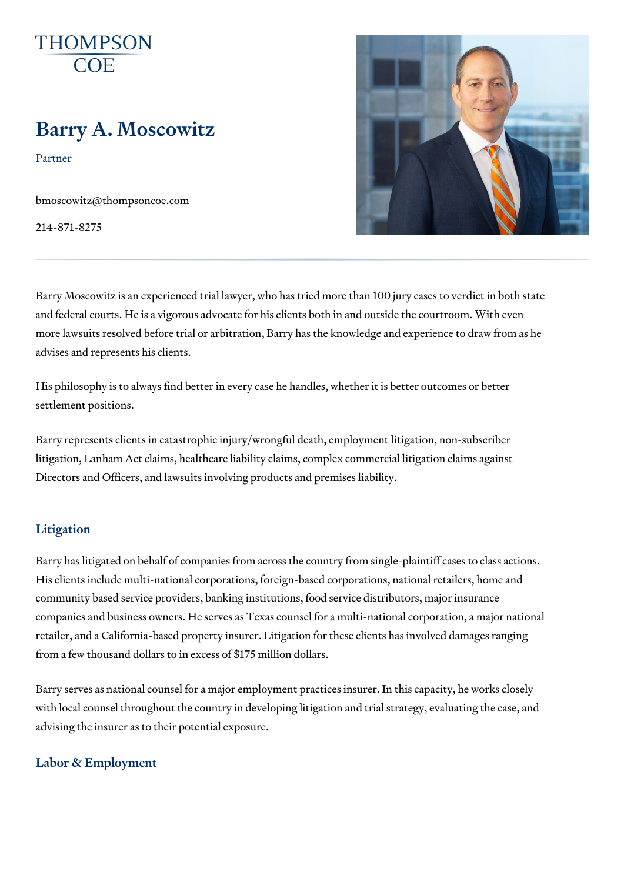THOMPSON COE

# Barry A. Moscowitz

Partner

bmoscowitz@thompsoncoe.com

214-871-8275

Barry Moscowitz is an experienced trial lawyer, who has tried more than 100 jury cases to verdict in both state and federal courts. He is a vigorous advocate for his clients both in and outside the courtroom. With even more lawsuits resolved before trial or arbitration, Barry has the knowledge and experience to draw from as he advises and represents his clients.

His philosophy is to always find better in every case he handles, whether it is better outcomes or better settlement positions.

Barry represents clients in catastrophic injury/wrongful death, employment litigation, non-subscriber litigation, Lanham Act claims, healthcare liability claims, complex commercial litigation claims against Directors and Officers, and lawsuits involving products and premises liability.

## Litigation

Barry has litigated on behalf of companies from across the country from single-plaintiff cases to class actions. His clients include multi-national corporations, foreign-based corporations, national retailers, home and community based service providers, banking institutions, food service distributors, major insurance companies and business owners. He serves as Texas counsel for a multi-national corporation, a major national retailer, and a California-based property insurer. Litigation for these clients has involved damages ranging from a few thousand dollars to in excess of $175 million dollars.

Barry serves as national counsel for a major employment practices insurer. In this capacity, he works closely with local counsel throughout the country in developing litigation and trial strategy, evaluating the case, and advising the insurer as to their potential exposure.

## Labor & Employment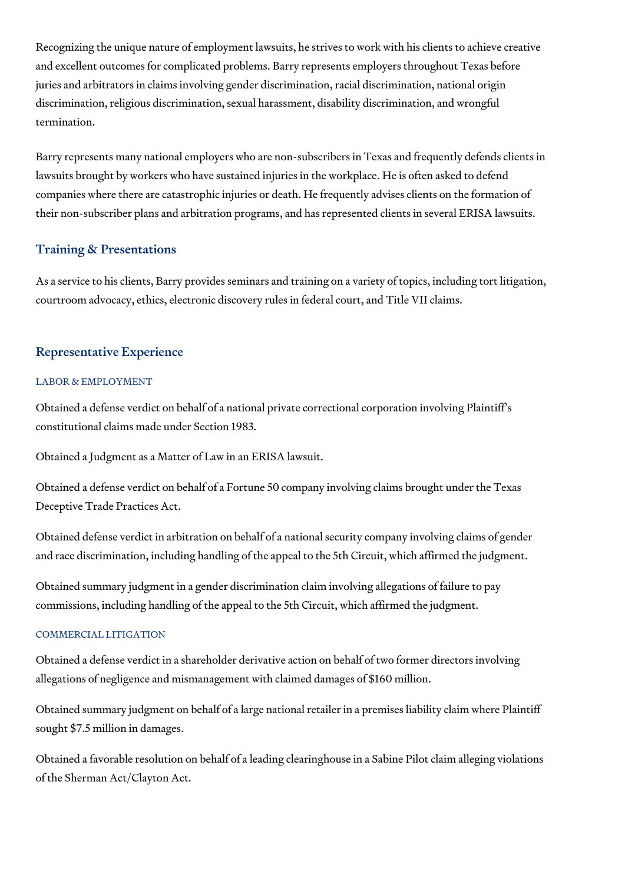Recognizing the unique nature of employment lawsuits, he strives to work with his clients to achieve creative and excellent outcomes for complicated problems. Barry represents employers throughout Texas before juries and arbitrators in claims involving gender discrimination, racial discrimination, national origin discrimination, religious discrimination, sexual harassment, disability discrimination, and wrongful termination.

Barry represents many national employers who are non-subscribers in Texas and frequently defends clients in lawsuits brought by workers who have sustained injuries in the workplace. He is often asked to defend companies where there are catastrophic injuries or death. He frequently advises clients on the formation of their non-subscriber plans and arbitration programs, and has represented clients in several ERISA lawsuits.

## Training & Presentations

As a service to his clients, Barry provides seminars and training on a variety of topics, including tort litigation, courtroom advocacy, ethics, electronic discovery rules in federal court, and Title VII claims.

## Representative Experience

### LABOR & EMPLOYMENT

Obtained a defense verdict on behalf of a national private correctional corporation involving Plaintiff's constitutional claims made under Section 1983.

Obtained a Judgment as a Matter of Law in an ERISA lawsuit.

Obtained a defense verdict on behalf of a Fortune 50 company involving claims brought under the Texas Deceptive Trade Practices Act.

Obtained defense verdict in arbitration on behalf of a national security company involving claims of gender and race discrimination, including handling of the appeal to the 5th Circuit, which affirmed the judgment.

Obtained summary judgment in a gender discrimination claim involving allegations of failure to pay commissions, including handling of the appeal to the 5th Circuit, which affirmed the judgment.

### COMMERCIAL LITIGATION

Obtained a defense verdict in a shareholder derivative action on behalf of two former directors involving allegations of negligence and mismanagement with claimed damages of $160 million.

Obtained summary judgment on behalf of a large national retailer in a premises liability claim where Plaintiff sought $7.5 million in damages.

Obtained a favorable resolution on behalf of a leading clearinghouse in a Sabine Pilot claim alleging violations of the Sherman Act/Clayton Act.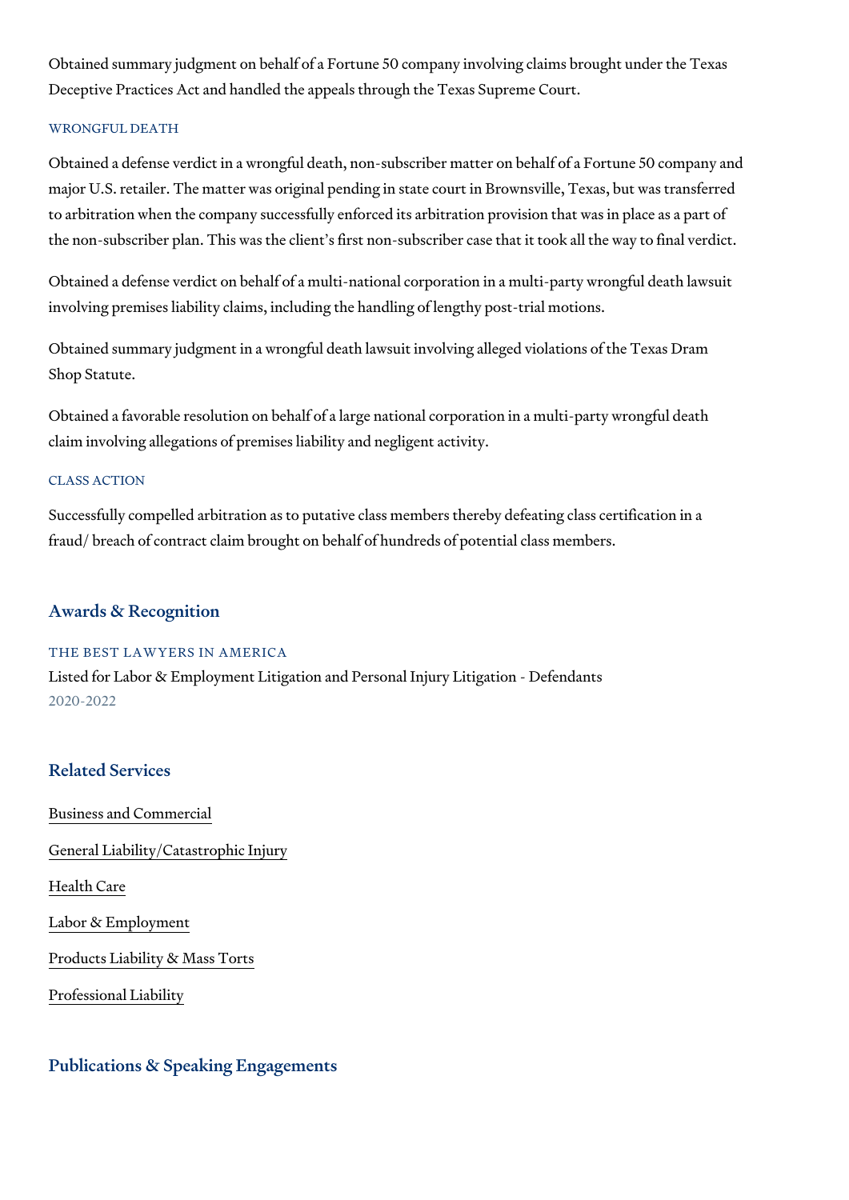Obtained summary judgment on behalf of a Fortune 50 company involving claims brought under the Texas Deceptive Practices Act and handled the appeals through the Texas Supreme Court.

### WRONGFUL DEATH

Obtained a defense verdict in a wrongful death, non-subscriber matter on behalf of a Fortune 50 company and major U.S. retailer. The matter was original pending in state court in Brownsville, Texas, but was transferred to arbitration when the company successfully enforced its arbitration provision that was in place as a part of the non-subscriber plan. This was the client's first non-subscriber case that it took all the way to final verdict.

Obtained a defense verdict on behalf of a multi-national corporation in a multi-party wrongful death lawsuit involving premises liability claims, including the handling of lengthy post-trial motions.

Obtained summary judgment in a wrongful death lawsuit involving alleged violations of the Texas Dram Shop Statute.

Obtained a favorable resolution on behalf of a large national corporation in a multi-party wrongful death claim involving allegations of premises liability and negligent activity.

### CLASS ACTION

Successfully compelled arbitration as to putative class members thereby defeating class certification in a fraud/ breach of contract claim brought on behalf of hundreds of potential class members.

## Awards & Recognition

### THE BEST LAWYERS IN AMERICA

Listed for Labor & Employment Litigation and Personal Injury Litigation - Defendants
2020-2022

## Related Services

- Business and Commercial
- General Liability/Catastrophic Injury
- Health Care
- Labor & Employment
- Products Liability & Mass Torts
- Professional Liability

## Publications & Speaking Engagements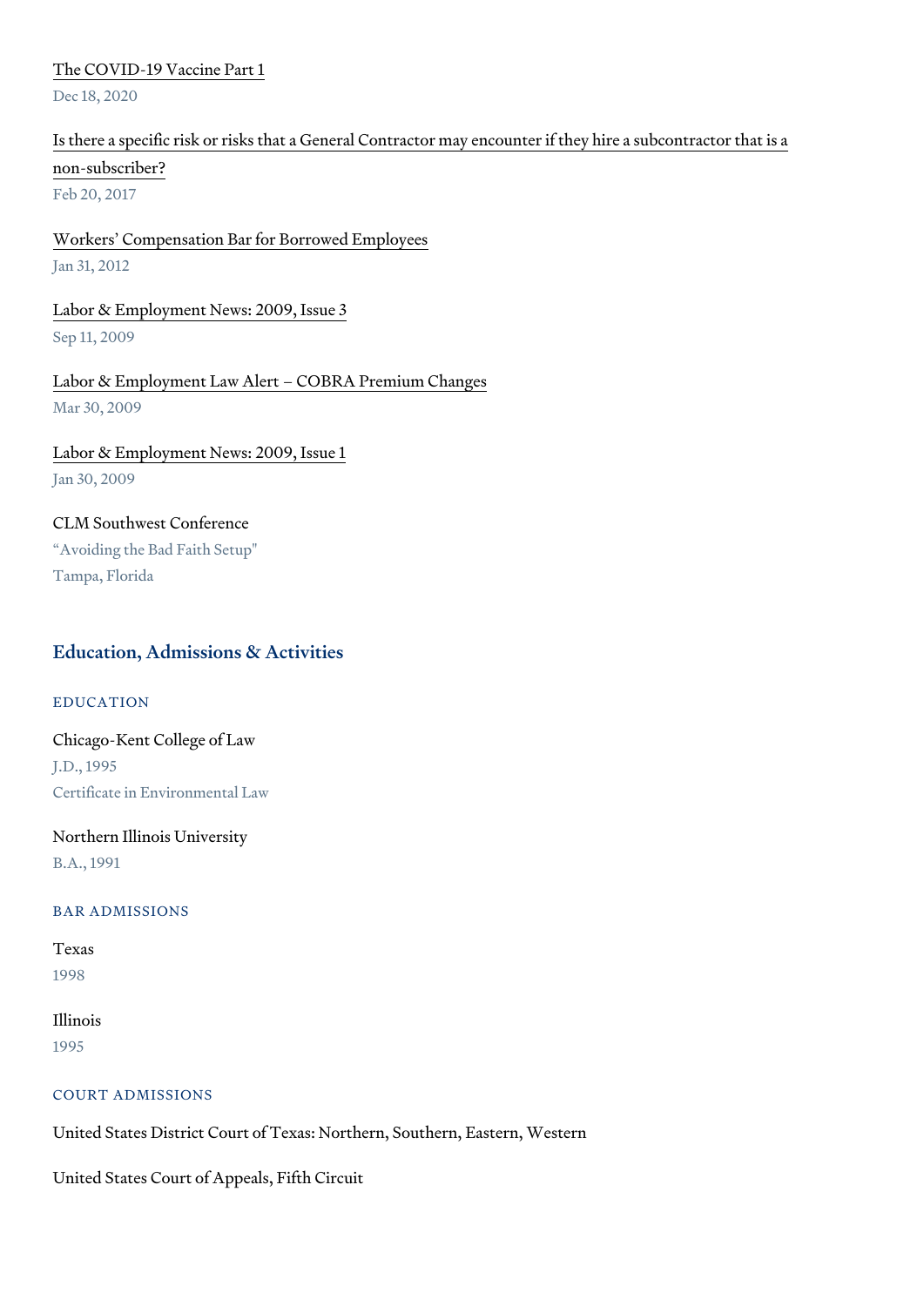[The COVID-19 Vaccine Part 1]
Dec 18, 2020

[Is there a specific risk or risks that a General Contractor may encounter if they hire a subcontractor that is a non-subscriber?]
Feb 20, 2017

[Workers' Compensation Bar for Borrowed Employees]
Jan 31, 2012

[Labor & Employment News: 2009, Issue 3]
Sep 11, 2009

[Labor & Employment Law Alert – COBRA Premium Changes]
Mar 30, 2009

[Labor & Employment News: 2009, Issue 1]
Jan 30, 2009

CLM Southwest Conference
"Avoiding the Bad Faith Setup"
Tampa, Florida

## Education, Admissions & Activities

### EDUCATION

Chicago-Kent College of Law
J.D., 1995
Certificate in Environmental Law

Northern Illinois University
B.A., 1991

### BAR ADMISSIONS

Texas
1998

Illinois
1995

### COURT ADMISSIONS

United States District Court of Texas: Northern, Southern, Eastern, Western

United States Court of Appeals, Fifth Circuit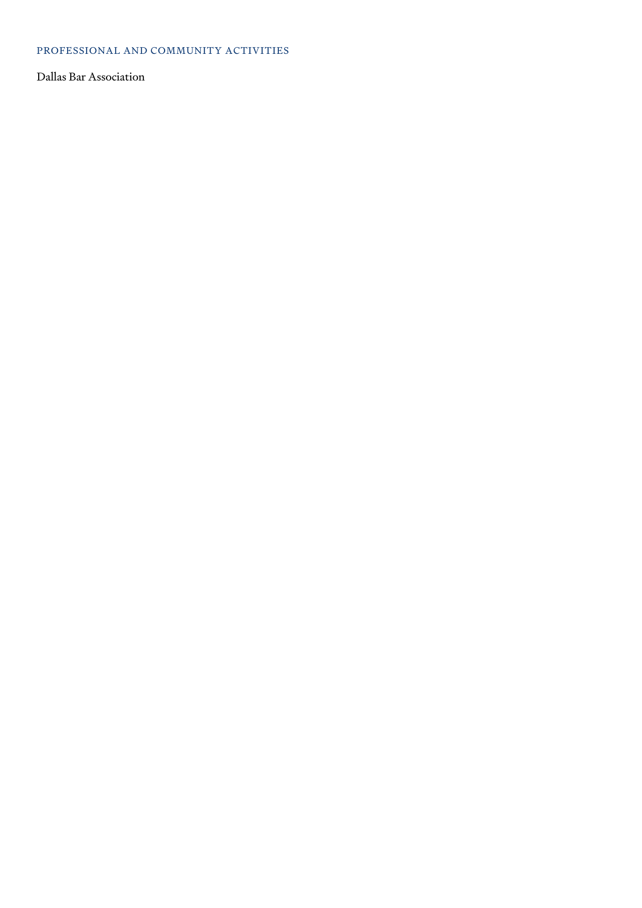## PROFESSIONAL AND COMMUNITY ACTIVITIES

Dallas Bar Association